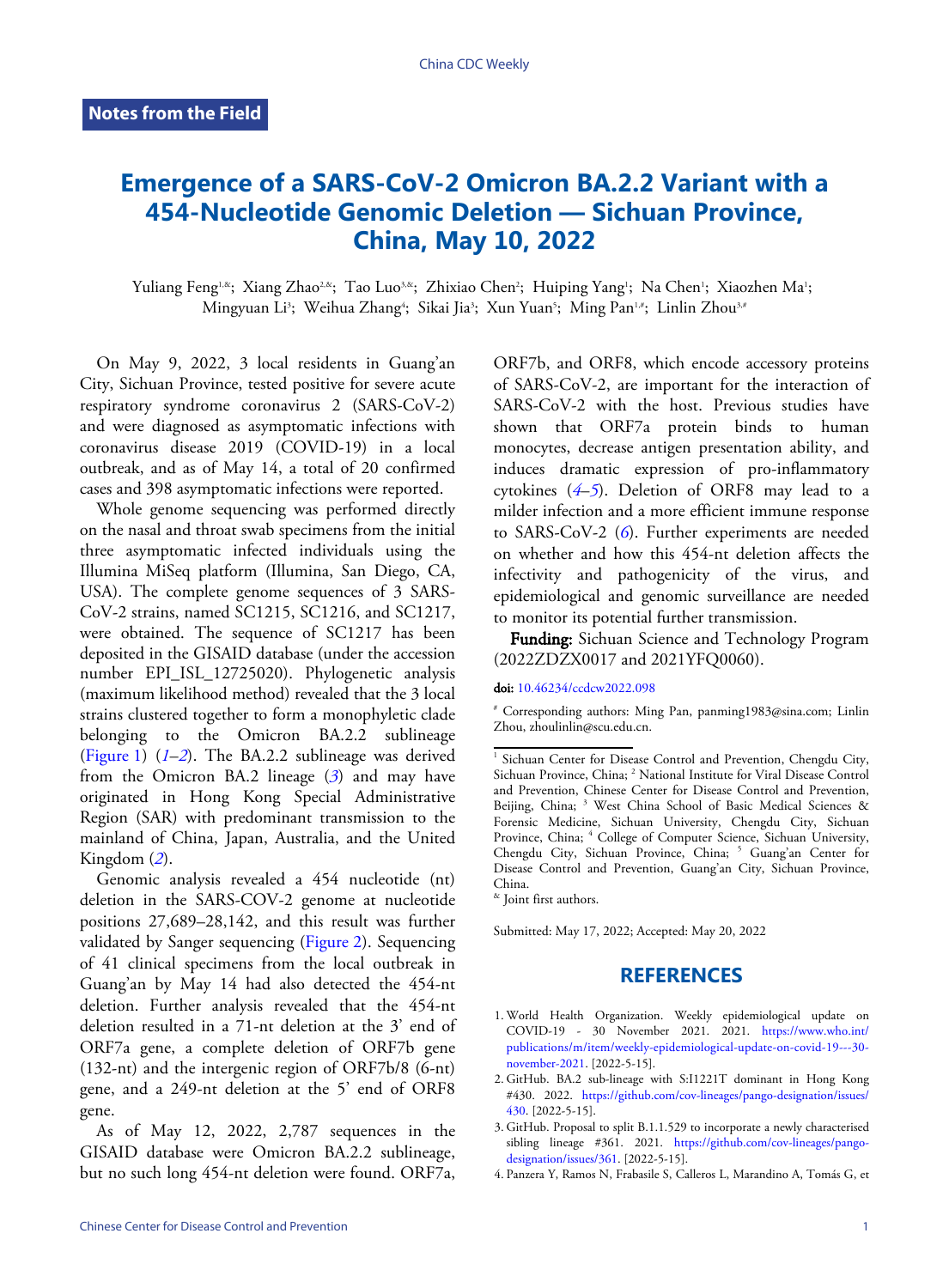**Notes from the Field**

# Emergence of a SARS-CoV-2 Omicron BA.2.2 Variant with a 454-Nucleotide Genomic Deletion — Sichuan Province, China, May 10, 2022

Yuliang Feng[1,&]; Xiang Zhao[2,&]; Tao Luo[3,&]; Zhixiao Chen[2]; Huiping Yang[1]; Na Chen[1]; Xiaozhen Ma[1]; Mingyuan Li[3]; Weihua Zhang[4]; Sikai Jia[3]; Xun Yuan[5]; Ming Pan[1,#]; Linlin Zhou[3,#]

On May 9, 2022, 3 local residents in Guang'an City, Sichuan Province, tested positive for severe acute respiratory syndrome coronavirus 2 (SARS-CoV-2) and were diagnosed as asymptomatic infections with coronavirus disease 2019 (COVID-19) in a local outbreak, and as of May 14, a total of 20 confirmed cases and 398 asymptomatic infections were reported.

Whole genome sequencing was performed directly on the nasal and throat swab specimens from the initial three asymptomatic infected individuals using the Illumina MiSeq platform (Illumina, San Diego, CA, USA). The complete genome sequences of 3 SARS-CoV-2 strains, named SC1215, SC1216, and SC1217, were obtained. The sequence of SC1217 has been deposited in the GISAID database (under the accession number EPI_ISL_12725020). Phylogenetic analysis (maximum likelihood method) revealed that the 3 local strains clustered together to form a monophyletic clade belonging to the Omicron BA.2.2 sublineage (Figure 1) (*1*–*2*). The BA.2.2 sublineage was derived from the Omicron BA.2 lineage (*3*) and may have originated in Hong Kong Special Administrative Region (SAR) with predominant transmission to the mainland of China, Japan, Australia, and the United Kingdom (*2*).

Genomic analysis revealed a 454 nucleotide (nt) deletion in the SARS-COV-2 genome at nucleotide positions 27,689–28,142, and this result was further validated by Sanger sequencing (Figure 2). Sequencing of 41 clinical specimens from the local outbreak in Guang'an by May 14 had also detected the 454-nt deletion. Further analysis revealed that the 454-nt deletion resulted in a 71-nt deletion at the 3' end of ORF7a gene, a complete deletion of ORF7b gene (132-nt) and the intergenic region of ORF7b/8 (6-nt) gene, and a 249-nt deletion at the 5' end of ORF8 gene.

As of May 12, 2022, 2,787 sequences in the GISAID database were Omicron BA.2.2 sublineage, but no such long 454-nt deletion were found. ORF7a, ORF7b, and ORF8, which encode accessory proteins of SARS-CoV-2, are important for the interaction of SARS-CoV-2 with the host. Previous studies have shown that ORF7a protein binds to human monocytes, decrease antigen presentation ability, and induces dramatic expression of pro-inflammatory cytokines (*4*–*5*). Deletion of ORF8 may lead to a milder infection and a more efficient immune response to SARS-CoV-2 (*6*). Further experiments are needed on whether and how this 454-nt deletion affects the infectivity and pathogenicity of the virus, and epidemiological and genomic surveillance are needed to monitor its potential further transmission.

**Funding:** Sichuan Science and Technology Program (2022ZDZX0017 and 2021YFQ0060).

**doi:** 10.46234/ccdcw2022.098

[#] Corresponding authors: Ming Pan, panming1983@sina.com; Linlin Zhou, zhoulinlin@scu.edu.cn.

[1] Sichuan Center for Disease Control and Prevention, Chengdu City, Sichuan Province, China; [2] National Institute for Viral Disease Control and Prevention, Chinese Center for Disease Control and Prevention, Beijing, China; [3] West China School of Basic Medical Sciences & Forensic Medicine, Sichuan University, Chengdu City, Sichuan Province, China; [4] College of Computer Science, Sichuan University, Chengdu City, Sichuan Province, China; [5] Guang'an Center for Disease Control and Prevention, Guang'an City, Sichuan Province, China.

[&] Joint first authors.

Submitted: May 17, 2022; Accepted: May 20, 2022

## REFERENCES

1. World Health Organization. Weekly epidemiological update on COVID-19 - 30 November 2021. 2021. https://www.who.int/publications/m/item/weekly-epidemiological-update-on-covid-19---30-november-2021. [2022-5-15].
2. GitHub. BA.2 sub-lineage with S:I1221T dominant in Hong Kong #430. 2022. https://github.com/cov-lineages/pango-designation/issues/430. [2022-5-15].
3. GitHub. Proposal to split B.1.1.529 to incorporate a newly characterised sibling lineage #361. 2021. https://github.com/cov-lineages/pango-designation/issues/361. [2022-5-15].
4. Panzera Y, Ramos N, Frabasile S, Calleros L, Marandino A, Tomás G, et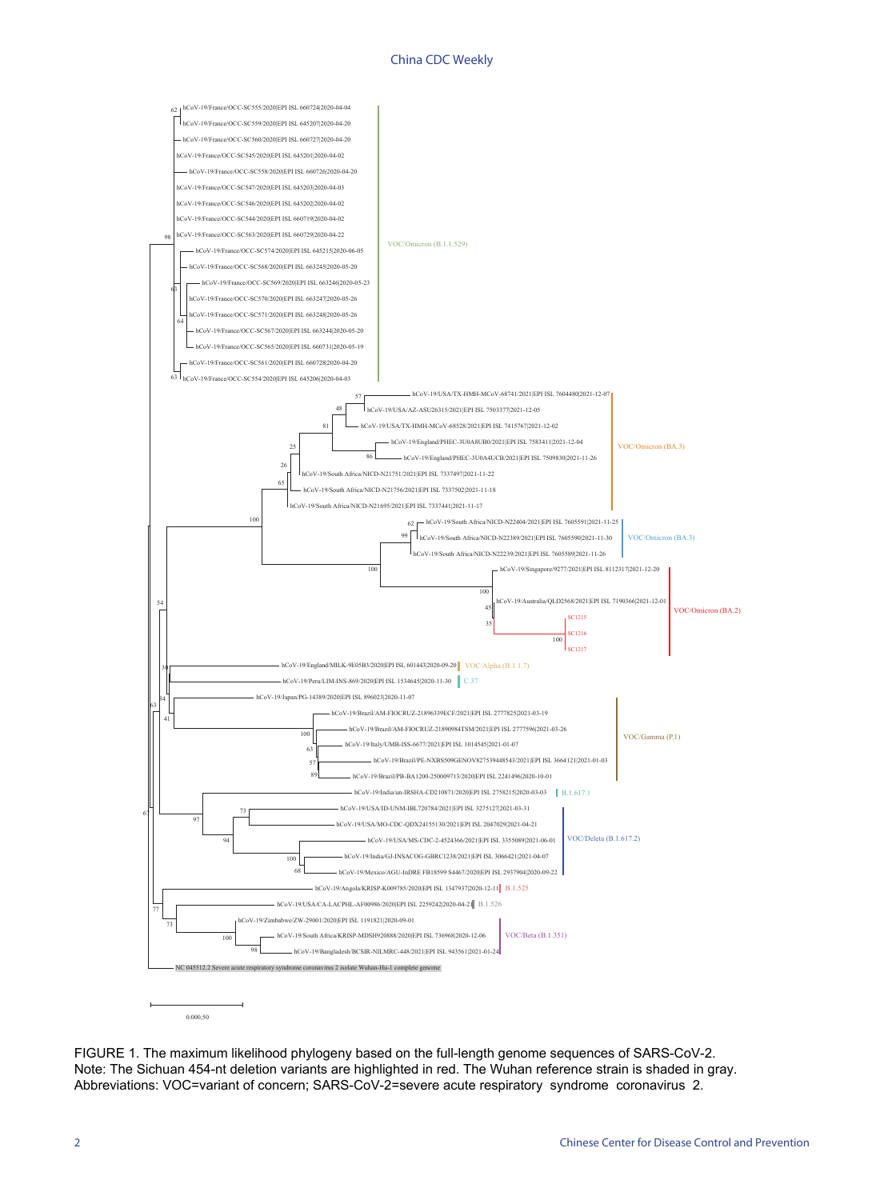FIGURE 1. The maximum likelihood phylogeny based on the full-length genome sequences of SARS-CoV-2.
Note: The Sichuan 454-nt deletion variants are highlighted in red. The Wuhan reference strain is shaded in gray.
Abbreviations: VOC=variant of concern; SARS-CoV-2=severe acute respiratory syndrome coronavirus 2.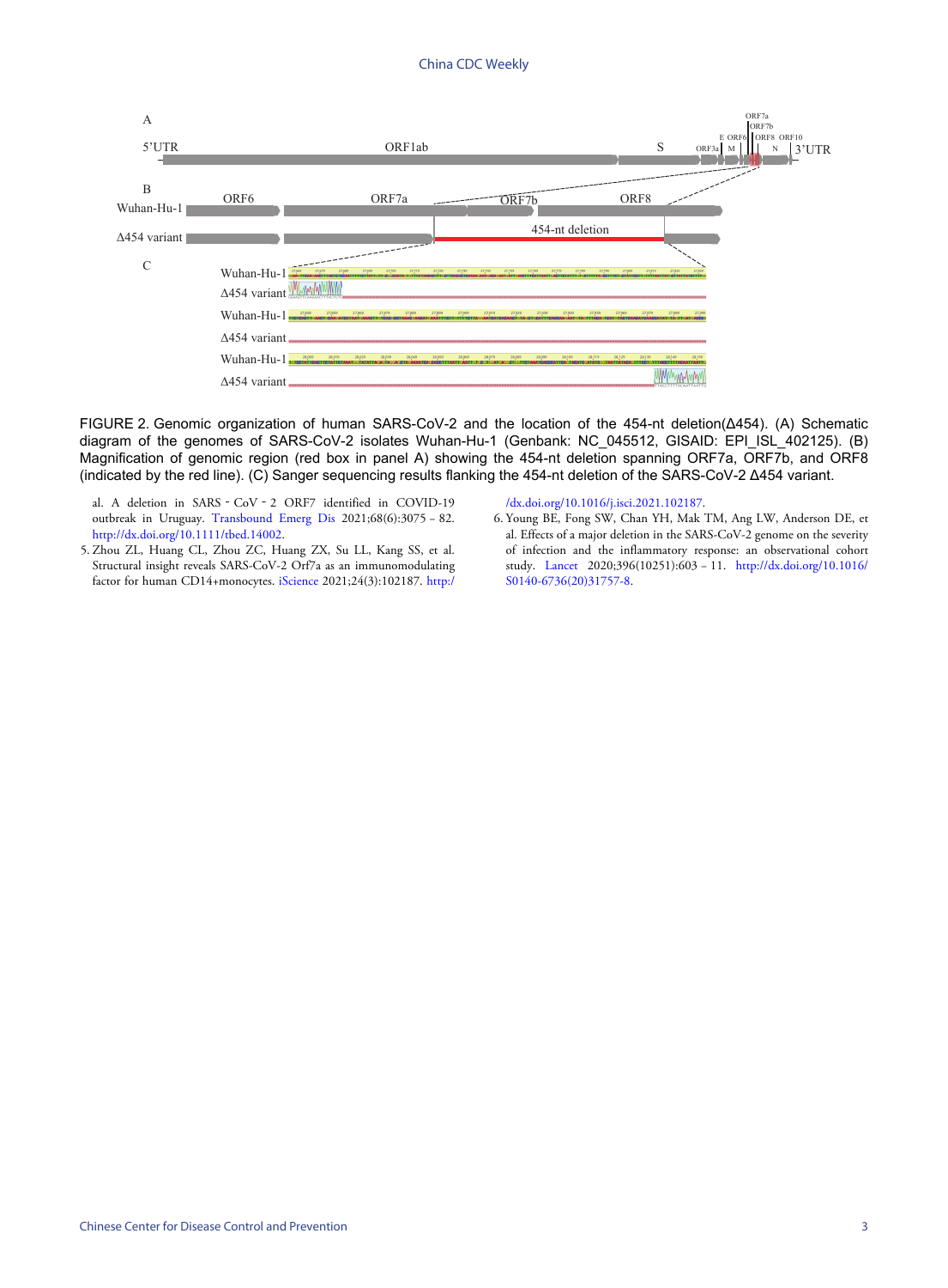A

5'UTR ORF1ab S ORF3a E M ORF6 ORF7a ORF7b ORF8 N ORF10 3'UTR

B

Wuhan-Hu-1 ORF6 ORF7a ORF7b ORF8

Δ454 variant 454-nt deletion

C

Wuhan-Hu-1

Δ454 variant

Wuhan-Hu-1

Δ454 variant

Wuhan-Hu-1

Δ454 variant

FIGURE 2. Genomic organization of human SARS-CoV-2 and the location of the 454-nt deletion(Δ454). (A) Schematic diagram of the genomes of SARS-CoV-2 isolates Wuhan-Hu-1 (Genbank: NC_045512, GISAID: EPI_ISL_402125). (B) Magnification of genomic region (red box in panel A) showing the 454-nt deletion spanning ORF7a, ORF7b, and ORF8 (indicated by the red line). (C) Sanger sequencing results flanking the 454-nt deletion of the SARS-CoV-2 Δ454 variant.

al. A deletion in SARS - CoV - 2 ORF7 identified in COVID-19 outbreak in Uruguay. Transbound Emerg Dis 2021;68(6):3075 – 82. http://dx.doi.org/10.1111/tbed.14002.

5. Zhou ZL, Huang CL, Zhou ZC, Huang ZX, Su LL, Kang SS, et al. Structural insight reveals SARS-CoV-2 Orf7a as an immunomodulating factor for human CD14+monocytes. iScience 2021;24(3):102187. http://dx.doi.org/10.1016/j.isci.2021.102187.

6. Young BE, Fong SW, Chan YH, Mak TM, Ang LW, Anderson DE, et al. Effects of a major deletion in the SARS-CoV-2 genome on the severity of infection and the inflammatory response: an observational cohort study. Lancet 2020;396(10251):603 – 11. http://dx.doi.org/10.1016/S0140-6736(20)31757-8.